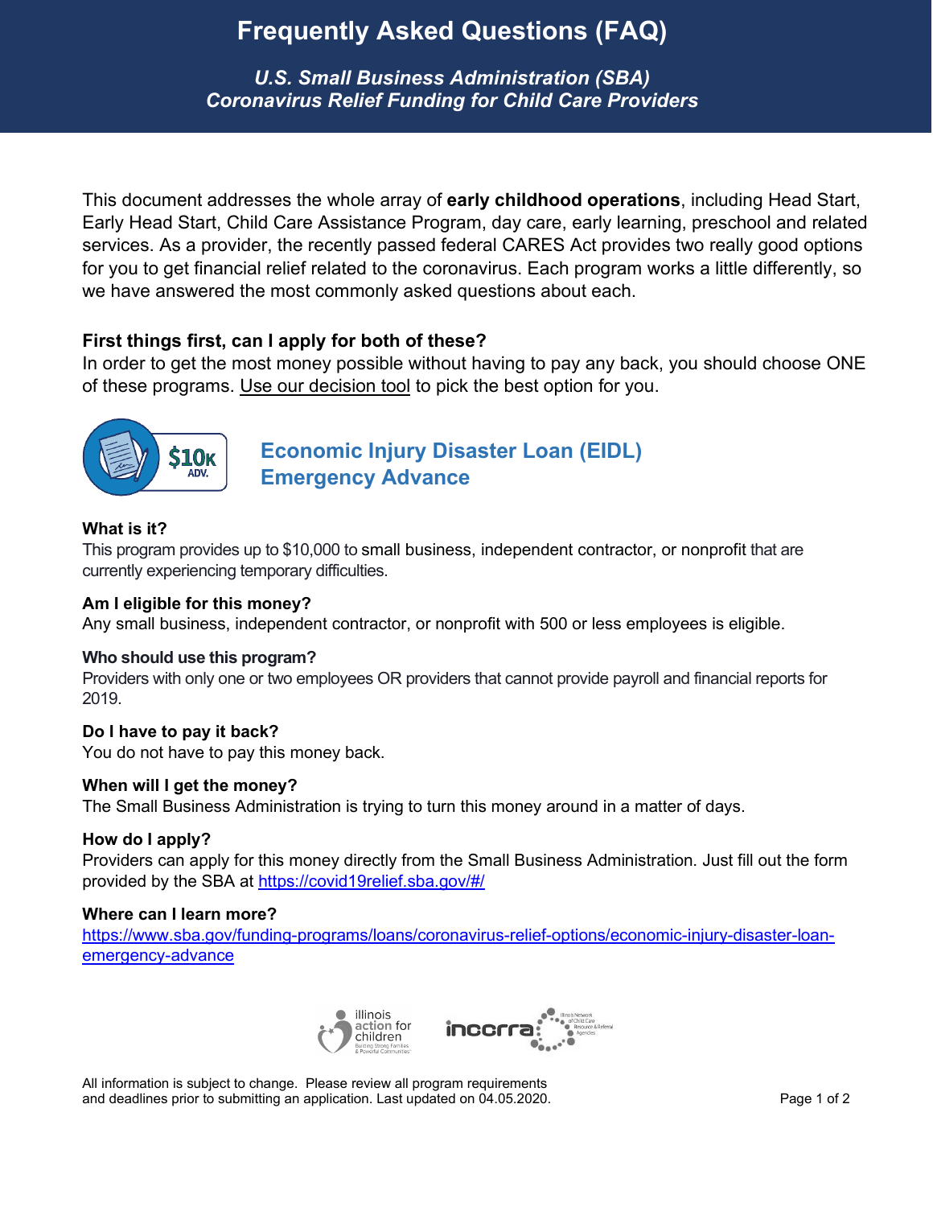# Frequently Asked Questions (FAQ)

***U.S. Small Business Administration (SBA)***
***Coronavirus Relief Funding for Child Care Providers***

This document addresses the whole array of **early childhood operations**, including Head Start, Early Head Start, Child Care Assistance Program, day care, early learning, preschool and related services. As a provider, the recently passed federal CARES Act provides two really good options for you to get financial relief related to the coronavirus. Each program works a little differently, so we have answered the most commonly asked questions about each.

**First things first, can I apply for both of these?**
In order to get the most money possible without having to pay any back, you should choose ONE of these programs. Use our decision tool to pick the best option for you.

## Economic Injury Disaster Loan (EIDL) Emergency Advance

**What is it?**
This program provides up to $10,000 to small business, independent contractor, or nonprofit that are currently experiencing temporary difficulties.

**Am I eligible for this money?**
Any small business, independent contractor, or nonprofit with 500 or less employees is eligible.

**Who should use this program?**
Providers with only one or two employees OR providers that cannot provide payroll and financial reports for 2019.

**Do I have to pay it back?**
You do not have to pay this money back.

**When will I get the money?**
The Small Business Administration is trying to turn this money around in a matter of days.

**How do I apply?**
Providers can apply for this money directly from the Small Business Administration. Just fill out the form provided by the SBA at https://covid19relief.sba.gov/#/

**Where can I learn more?**
https://www.sba.gov/funding-programs/loans/coronavirus-relief-options/economic-injury-disaster-loan-emergency-advance

All information is subject to change. Please review all program requirements and deadlines prior to submitting an application. Last updated on 04.05.2020.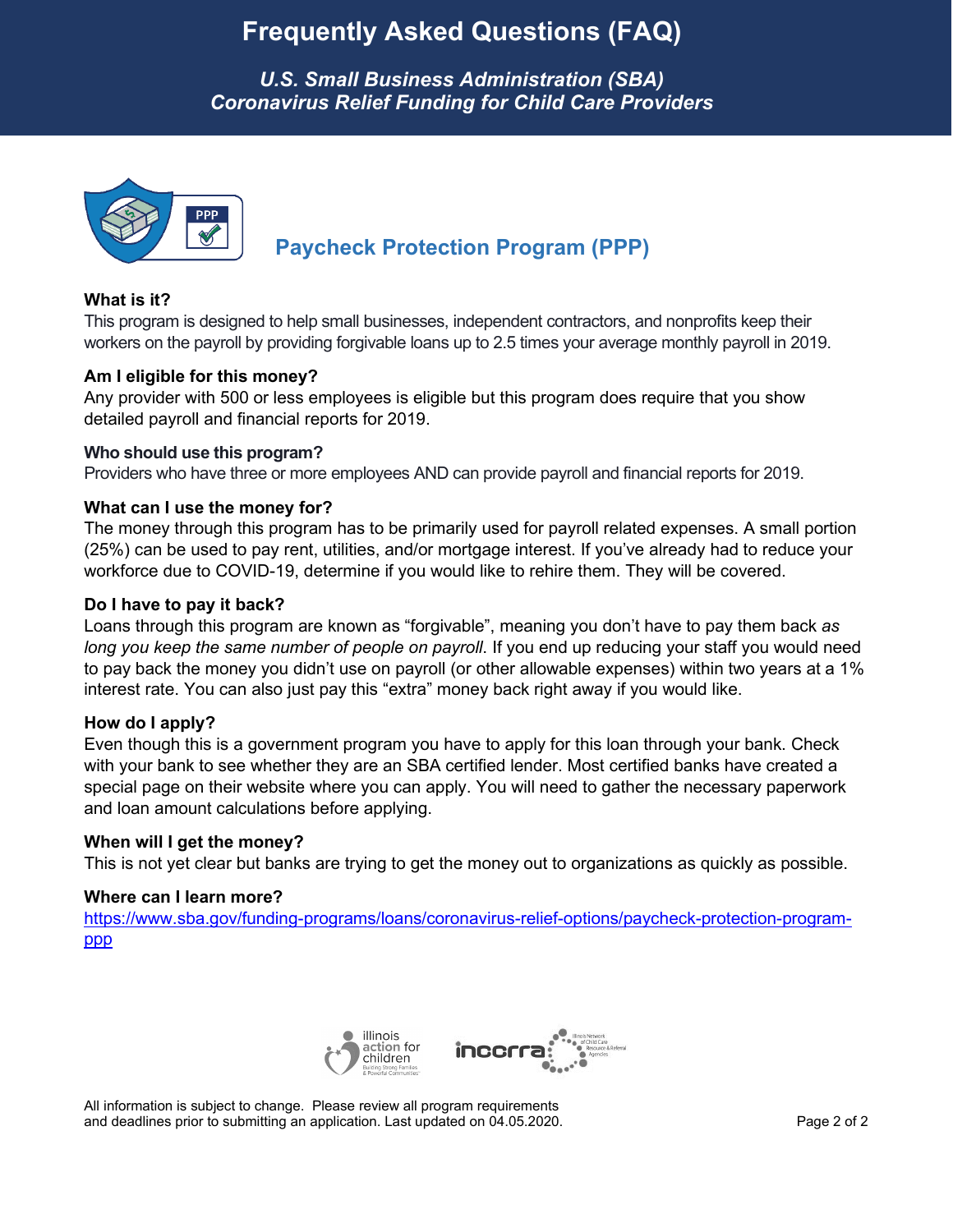# Frequently Asked Questions (FAQ)

***U.S. Small Business Administration (SBA)***
***Coronavirus Relief Funding for Child Care Providers***

## Paycheck Protection Program (PPP)

**What is it?**
This program is designed to help small businesses, independent contractors, and nonprofits keep their workers on the payroll by providing forgivable loans up to 2.5 times your average monthly payroll in 2019.

**Am I eligible for this money?**
Any provider with 500 or less employees is eligible but this program does require that you show detailed payroll and financial reports for 2019.

**Who should use this program?**
Providers who have three or more employees AND can provide payroll and financial reports for 2019.

**What can I use the money for?**
The money through this program has to be primarily used for payroll related expenses. A small portion (25%) can be used to pay rent, utilities, and/or mortgage interest. If you've already had to reduce your workforce due to COVID-19, determine if you would like to rehire them. They will be covered.

**Do I have to pay it back?**
Loans through this program are known as "forgivable", meaning you don't have to pay them back *as long you keep the same number of people on payroll*. If you end up reducing your staff you would need to pay back the money you didn't use on payroll (or other allowable expenses) within two years at a 1% interest rate. You can also just pay this "extra" money back right away if you would like.

**How do I apply?**
Even though this is a government program you have to apply for this loan through your bank. Check with your bank to see whether they are an SBA certified lender. Most certified banks have created a special page on their website where you can apply. You will need to gather the necessary paperwork and loan amount calculations before applying.

**When will I get the money?**
This is not yet clear but banks are trying to get the money out to organizations as quickly as possible.

**Where can I learn more?**
https://www.sba.gov/funding-programs/loans/coronavirus-relief-options/paycheck-protection-program-ppp

illinois action for children — Building Strong Families & Powerful Communities
inccrra — Illinois Network of Child Care Resource & Referral Agencies

All information is subject to change. Please review all program requirements and deadlines prior to submitting an application. Last updated on 04.05.2020.